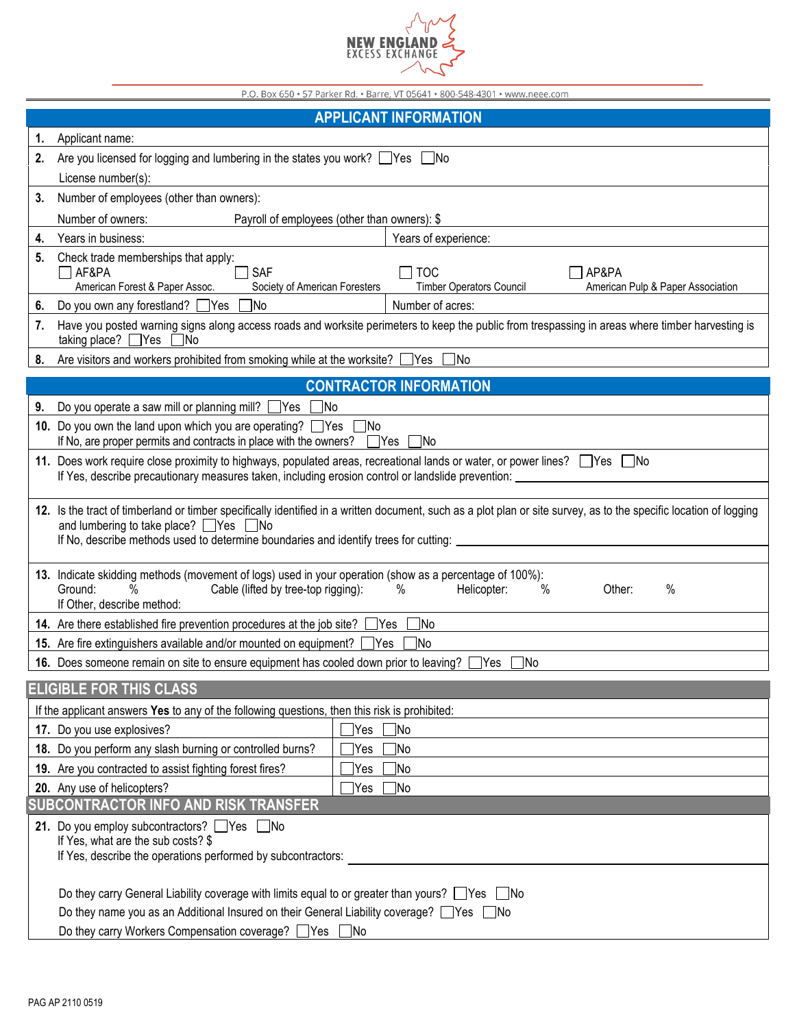NEW ENGLAND EXCESS EXCHANGE

P.O. Box 650 • 57 Parker Rd. • Barre, VT 05641 • 800-548-4301 • www.neee.com

## APPLICANT INFORMATION

**1.** Applicant name:

**2.** Are you licensed for logging and lumbering in the states you work? ☐Yes ☐No

License number(s):

**3.** Number of employees (other than owners):

Number of owners: Payroll of employees (other than owners): $

**4.** Years in business: Years of experience:

**5.** Check trade memberships that apply:

☐ AF&PA American Forest & Paper Assoc.
☐ SAF Society of American Foresters
☐ TOC Timber Operators Council
☐ AP&PA American Pulp & Paper Association

**6.** Do you own any forestland? ☐Yes ☐No Number of acres:

**7.** Have you posted warning signs along access roads and worksite perimeters to keep the public from trespassing in areas where timber harvesting is taking place? ☐Yes ☐No

**8.** Are visitors and workers prohibited from smoking while at the worksite? ☐Yes ☐No

## CONTRACTOR INFORMATION

**9.** Do you operate a saw mill or planning mill? ☐Yes ☐No

**10.** Do you own the land upon which you are operating? ☐Yes ☐No

If No, are proper permits and contracts in place with the owners? ☐Yes ☐No

**11.** Does work require close proximity to highways, populated areas, recreational lands or water, or power lines? ☐Yes ☐No

If Yes, describe precautionary measures taken, including erosion control or landslide prevention:

**12.** Is the tract of timberland or timber specifically identified in a written document, such as a plot plan or site survey, as to the specific location of logging and lumbering to take place? ☐Yes ☐No

If No, describe methods used to determine boundaries and identify trees for cutting:

**13.** Indicate skidding methods (movement of logs) used in your operation (show as a percentage of 100%):

Ground: % Cable (lifted by tree-top rigging): % Helicopter: % Other: %

If Other, describe method:

**14.** Are there established fire prevention procedures at the job site? ☐Yes ☐No

**15.** Are fire extinguishers available and/or mounted on equipment? ☐Yes ☐No

**16.** Does someone remain on site to ensure equipment has cooled down prior to leaving? ☐Yes ☐No

## ELIGIBLE FOR THIS CLASS

If the applicant answers **Yes** to any of the following questions, then this risk is prohibited:

| Question | Answer |
|---|---|
| **17.** Do you use explosives? | ☐Yes ☐No |
| **18.** Do you perform any slash burning or controlled burns? | ☐Yes ☐No |
| **19.** Are you contracted to assist fighting forest fires? | ☐Yes ☐No |
| **20.** Any use of helicopters? | ☐Yes ☐No |

## SUBCONTRACTOR INFO AND RISK TRANSFER

**21.** Do you employ subcontractors? ☐Yes ☐No

If Yes, what are the sub costs? $

If Yes, describe the operations performed by subcontractors:

Do they carry General Liability coverage with limits equal to or greater than yours? ☐Yes ☐No

Do they name you as an Additional Insured on their General Liability coverage? ☐Yes ☐No

Do they carry Workers Compensation coverage? ☐Yes ☐No

PAG AP 2110 0519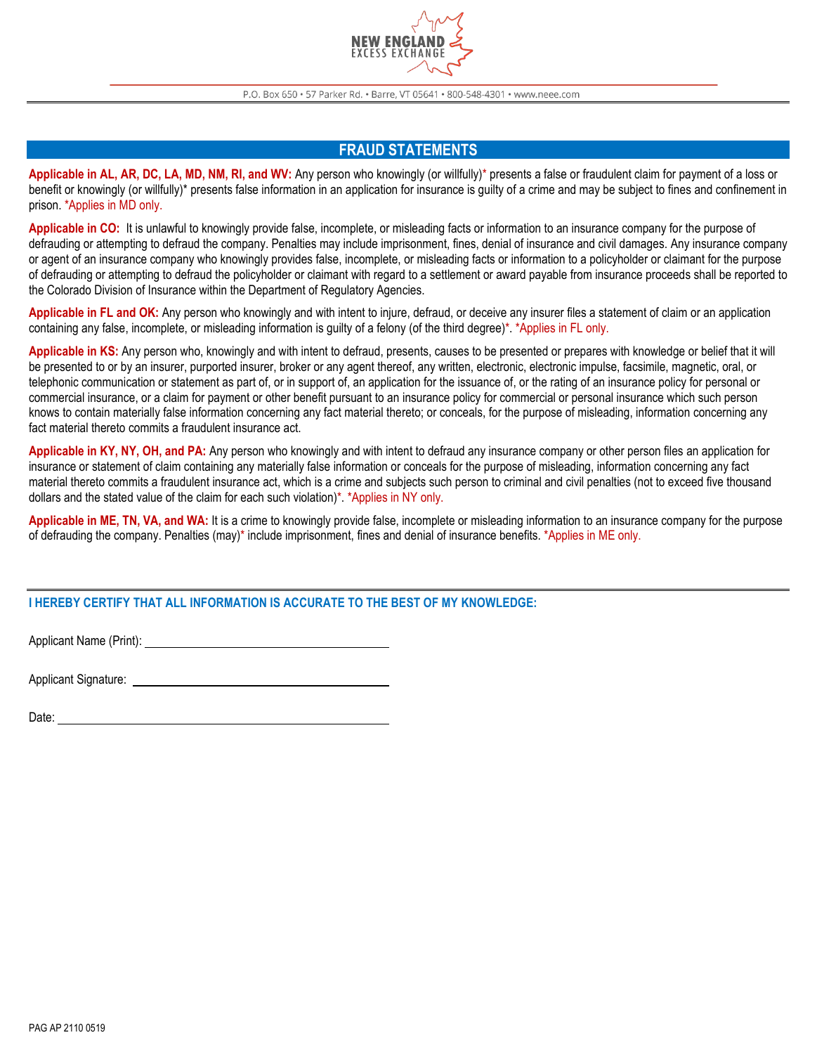NEW ENGLAND EXCESS EXCHANGE

P.O. Box 650 • 57 Parker Rd. • Barre, VT 05641 • 800-548-4301 • www.neee.com

## FRAUD STATEMENTS

**Applicable in AL, AR, DC, LA, MD, NM, RI, and WV:** Any person who knowingly (or willfully)* presents a false or fraudulent claim for payment of a loss or benefit or knowingly (or willfully)* presents false information in an application for insurance is guilty of a crime and may be subject to fines and confinement in prison. *Applies in MD only.

**Applicable in CO:** It is unlawful to knowingly provide false, incomplete, or misleading facts or information to an insurance company for the purpose of defrauding or attempting to defraud the company. Penalties may include imprisonment, fines, denial of insurance and civil damages. Any insurance company or agent of an insurance company who knowingly provides false, incomplete, or misleading facts or information to a policyholder or claimant for the purpose of defrauding or attempting to defraud the policyholder or claimant with regard to a settlement or award payable from insurance proceeds shall be reported to the Colorado Division of Insurance within the Department of Regulatory Agencies.

**Applicable in FL and OK:** Any person who knowingly and with intent to injure, defraud, or deceive any insurer files a statement of claim or an application containing any false, incomplete, or misleading information is guilty of a felony (of the third degree)*. *Applies in FL only.

**Applicable in KS:** Any person who, knowingly and with intent to defraud, presents, causes to be presented or prepares with knowledge or belief that it will be presented to or by an insurer, purported insurer, broker or any agent thereof, any written, electronic, electronic impulse, facsimile, magnetic, oral, or telephonic communication or statement as part of, or in support of, an application for the issuance of, or the rating of an insurance policy for personal or commercial insurance, or a claim for payment or other benefit pursuant to an insurance policy for commercial or personal insurance which such person knows to contain materially false information concerning any fact material thereto; or conceals, for the purpose of misleading, information concerning any fact material thereto commits a fraudulent insurance act.

**Applicable in KY, NY, OH, and PA:** Any person who knowingly and with intent to defraud any insurance company or other person files an application for insurance or statement of claim containing any materially false information or conceals for the purpose of misleading, information concerning any fact material thereto commits a fraudulent insurance act, which is a crime and subjects such person to criminal and civil penalties (not to exceed five thousand dollars and the stated value of the claim for each such violation)*. *Applies in NY only.

**Applicable in ME, TN, VA, and WA:** It is a crime to knowingly provide false, incomplete or misleading information to an insurance company for the purpose of defrauding the company. Penalties (may)* include imprisonment, fines and denial of insurance benefits. *Applies in ME only.

**I HEREBY CERTIFY THAT ALL INFORMATION IS ACCURATE TO THE BEST OF MY KNOWLEDGE:**

Applicant Name (Print): ______________________________

Applicant Signature: ______________________________

Date: ______________________________

PAG AP 2110 0519